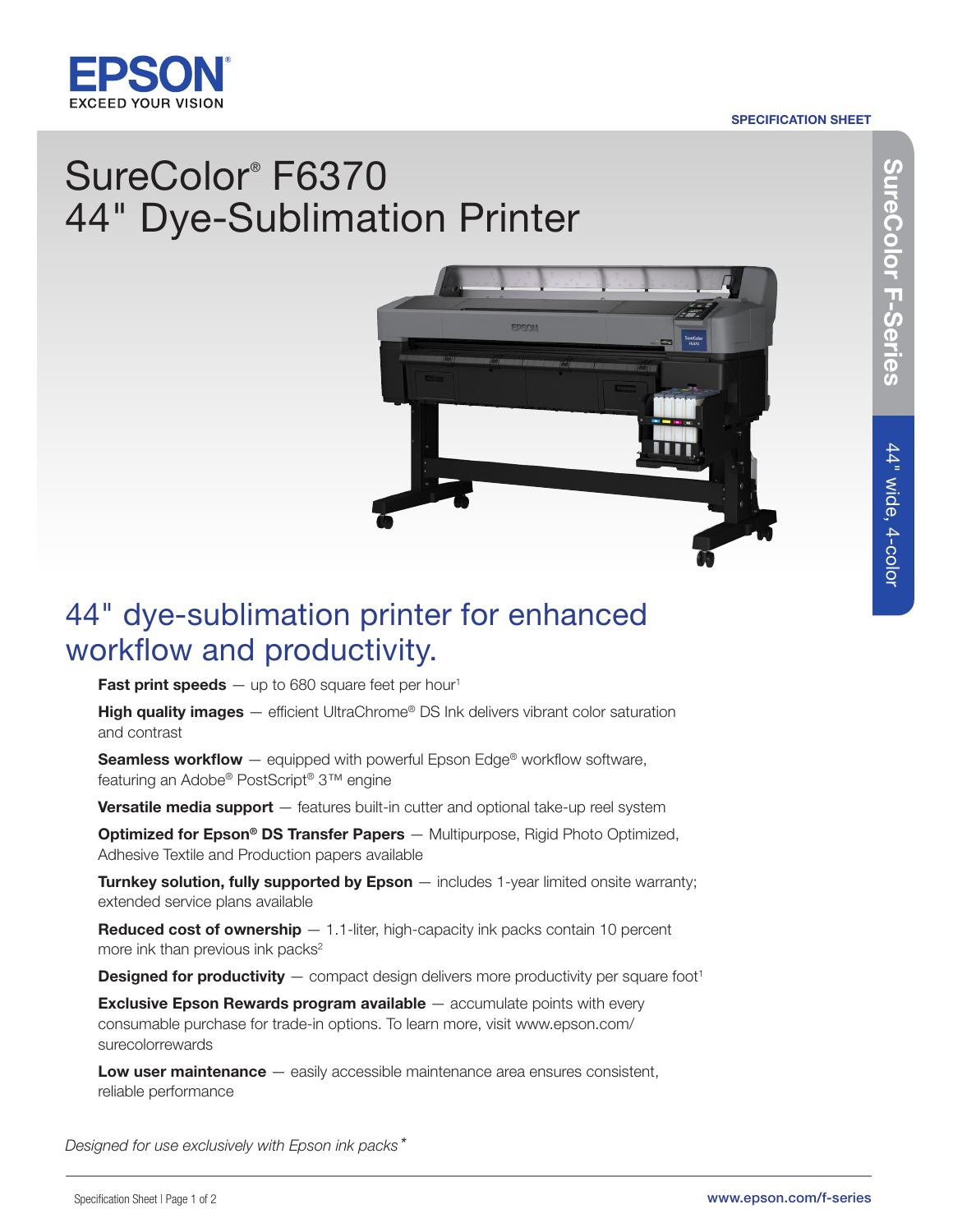SPECIFICATION SHEET

# SureColor® F6370
# 44" Dye-Sublimation Printer

SureColor F-Series

44" wide, 4-color

## 44" dye-sublimation printer for enhanced workflow and productivity.

**Fast print speeds** — up to 680 square feet per hour[1]

**High quality images** — efficient UltraChrome® DS Ink delivers vibrant color saturation and contrast

**Seamless workflow** — equipped with powerful Epson Edge® workflow software, featuring an Adobe® PostScript® 3™ engine

**Versatile media support** — features built-in cutter and optional take-up reel system

**Optimized for Epson® DS Transfer Papers** — Multipurpose, Rigid Photo Optimized, Adhesive Textile and Production papers available

**Turnkey solution, fully supported by Epson** — includes 1-year limited onsite warranty; extended service plans available

**Reduced cost of ownership** — 1.1-liter, high-capacity ink packs contain 10 percent more ink than previous ink packs[2]

**Designed for productivity** — compact design delivers more productivity per square foot[1]

**Exclusive Epson Rewards program available** — accumulate points with every consumable purchase for trade-in options. To learn more, visit www.epson.com/surecolorrewards

**Low user maintenance** — easily accessible maintenance area ensures consistent, reliable performance

*Designed for use exclusively with Epson ink packs**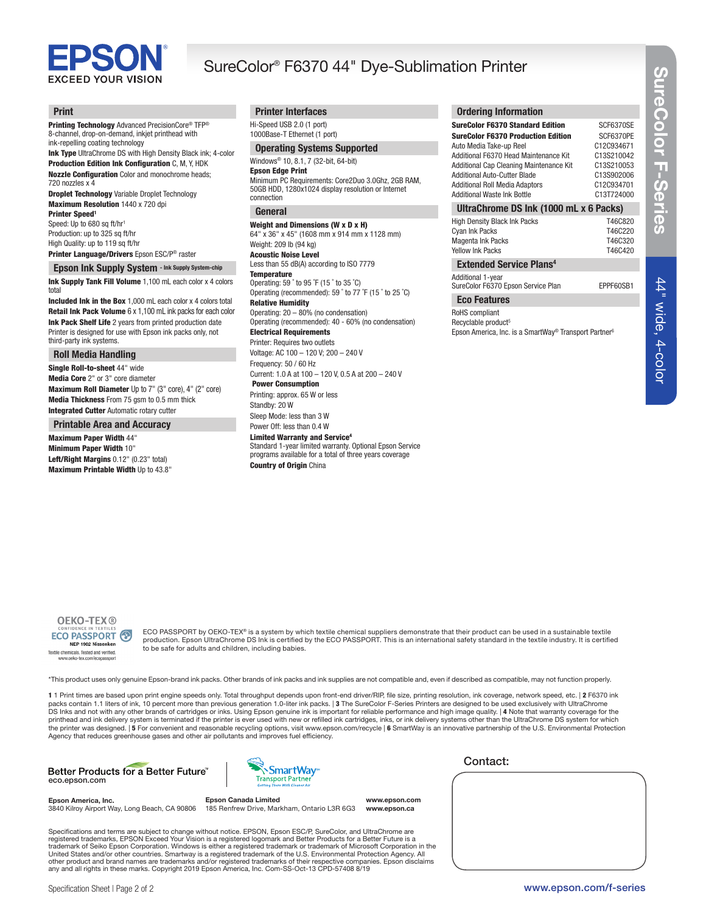# SureColor® F6370 44" Dye-Sublimation Printer

## Print

**Printing Technology** Advanced PrecisionCore® TFP® 8-channel, drop-on-demand, inkjet printhead with ink-repelling coating technology

**Ink Type** UltraChrome DS with High Density Black ink; 4-color

**Production Edition Ink Configuration** C, M, Y, HDK

**Nozzle Configuration** Color and monochrome heads; 720 nozzles x 4

**Droplet Technology** Variable Droplet Technology

**Maximum Resolution** 1440 x 720 dpi

**Printer Speed**[1]

Speed: Up to 680 sq ft/hr[1]

Production: up to 325 sq ft/hr

High Quality: up to 119 sq ft/hr

**Printer Language/Drivers** Epson ESC/P® raster

## Epson Ink Supply System - Ink Supply System-chip

**Ink Supply Tank Fill Volume** 1,100 mL each color x 4 colors total

**Included Ink in the Box** 1,000 mL each color x 4 colors total

**Retail Ink Pack Volume** 6 x 1,100 mL ink packs for each color

**Ink Pack Shelf Life** 2 years from printed production date

Printer is designed for use with Epson ink packs only, not third-party ink systems.

## Roll Media Handling

**Single Roll-to-sheet** 44" wide

**Media Core** 2" or 3" core diameter

**Maximum Roll Diameter** Up to 7" (3" core), 4" (2" core)

**Media Thickness** From 75 gsm to 0.5 mm thick

**Integrated Cutter** Automatic rotary cutter

## Printable Area and Accuracy

**Maximum Paper Width** 44"

**Minimum Paper Width** 10"

**Left/Right Margins** 0.12" (0.23" total)

**Maximum Printable Width** Up to 43.8"

## Printer Interfaces

Hi-Speed USB 2.0 (1 port)

1000Base-T Ethernet (1 port)

## Operating Systems Supported

Windows® 10, 8.1, 7 (32-bit, 64-bit)

**Epson Edge Print**

Minimum PC Requirements: Core2Duo 3.0Ghz, 2GB RAM, 50GB HDD, 1280x1024 display resolution or Internet connection

## General

**Weight and Dimensions (W x D x H)**

64" x 36" x 45" (1608 mm x 914 mm x 1128 mm)

Weight: 209 lb (94 kg)

**Acoustic Noise Level**

Less than 55 dB(A) according to ISO 7779

**Temperature**

Operating: 59 ˚ to 95 ˚F (15 ˚ to 35 ˚C)

Operating (recommended): 59 ˚ to 77 ˚F (15 ˚ to 25 ˚C)

**Relative Humidity**

Operating: 20 – 80% (no condensation)

Operating (recommended): 40 - 60% (no condensation)

**Electrical Requirements**

Printer: Requires two outlets

Voltage: AC 100 – 120 V; 200 – 240 V

Frequency: 50 / 60 Hz

Current: 1.0 A at 100 – 120 V, 0.5 A at 200 – 240 V

**Power Consumption**

Printing: approx. 65 W or less

Standby: 20 W

Sleep Mode: less than 3 W

Power Off: less than 0.4 W

**Limited Warranty and Service**[4]

Standard 1-year limited warranty. Optional Epson Service programs available for a total of three years coverage

**Country of Origin** China

## Ordering Information

| | |
|---|---|
| **SureColor F6370 Standard Edition** | SCF6370SE |
| **SureColor F6370 Production Edition** | SCF6370PE |
| Auto Media Take-up Reel | C12C934671 |
| Additional F6370 Head Maintenance Kit | C13S210042 |
| Additional Cap Cleaning Maintenance Kit | C13S210053 |
| Additional Auto-Cutter Blade | C13S902006 |
| Additional Roll Media Adaptors | C12C934701 |
| Additional Waste Ink Bottle | C13T724000 |

## UltraChrome DS Ink (1000 mL x 6 Packs)

| | |
|---|---|
| High Density Black Ink Packs | T46C820 |
| Cyan Ink Packs | T46C220 |
| Magenta Ink Packs | T46C320 |
| Yellow Ink Packs | T46C420 |

## Extended Service Plans[4]

| | |
|---|---|
| Additional 1-year SureColor F6370 Epson Service Plan | EPPF60SB1 |

## Eco Features

RoHS compliant

Recyclable product[5]

Epson America, Inc. is a SmartWay® Transport Partner[6]

OEKO-TEX® CONFIDENCE IN TEXTILES ECO PASSPORT NEP 1902 Nissenken Textile chemicals. Tested and verified. www.oeko-tex.com/ecopassport

ECO PASSPORT by OEKO-TEX® is a system by which textile chemical suppliers demonstrate that their product can be used in a sustainable textile production. Epson UltraChrome DS Ink is certified by the ECO PASSPORT. This is an international safety standard in the textile industry. It is certified to be safe for adults and children, including babies.

*This product uses only genuine Epson-brand ink packs. Other brands of ink packs and ink supplies are not compatible and, even if described as compatible, may not function properly.

**1** 1 Print times are based upon print engine speeds only. Total throughput depends upon front-end driver/RIP, file size, printing resolution, ink coverage, network speed, etc. | **2** F6370 ink packs contain 1.1 liters of ink, 10 percent more than previous generation 1.0-liter ink packs. | **3** The SureColor F-Series Printers are designed to be used exclusively with UltraChrome DS Inks and not with any other brands of cartridges or inks. Using Epson genuine ink is important for reliable performance and high image quality. | **4** Note that warranty coverage for the printhead and ink delivery system is terminated if the printer is ever used with new or refilled ink cartridges, inks, or ink delivery systems other than the UltraChrome DS system for which the printer was designed. | **5** For convenient and reasonable recycling options, visit www.epson.com/recycle | **6** SmartWay is an innovative partnership of the U.S. Environmental Protection Agency that reduces greenhouse gases and other air pollutants and improves fuel efficiency.

Better Products for a Better Future™
eco.epson.com

SmartWay Transport Partner

Contact:

**Epson America, Inc.**
3840 Kilroy Airport Way, Long Beach, CA 90806

**Epson Canada Limited**
185 Renfrew Drive, Markham, Ontario L3R 6G3

**www.epson.com**
**www.epson.ca**

Specifications and terms are subject to change without notice. EPSON, Epson ESC/P, SureColor, and UltraChrome are registered trademarks, EPSON Exceed Your Vision is a registered logomark and Better Products for a Better Future is a trademark of Seiko Epson Corporation. Windows is either a registered trademark or trademark of Microsoft Corporation in the United States and/or other countries. Smartway is a registered trademark of the U.S. Environmental Protection Agency. All other product and brand names are trademarks and/or registered trademarks of their respective companies. Epson disclaims any and all rights in these marks. Copyright 2019 Epson America, Inc. Com-SS-Oct-13 CPD-57408 8/19

www.epson.com/f-series